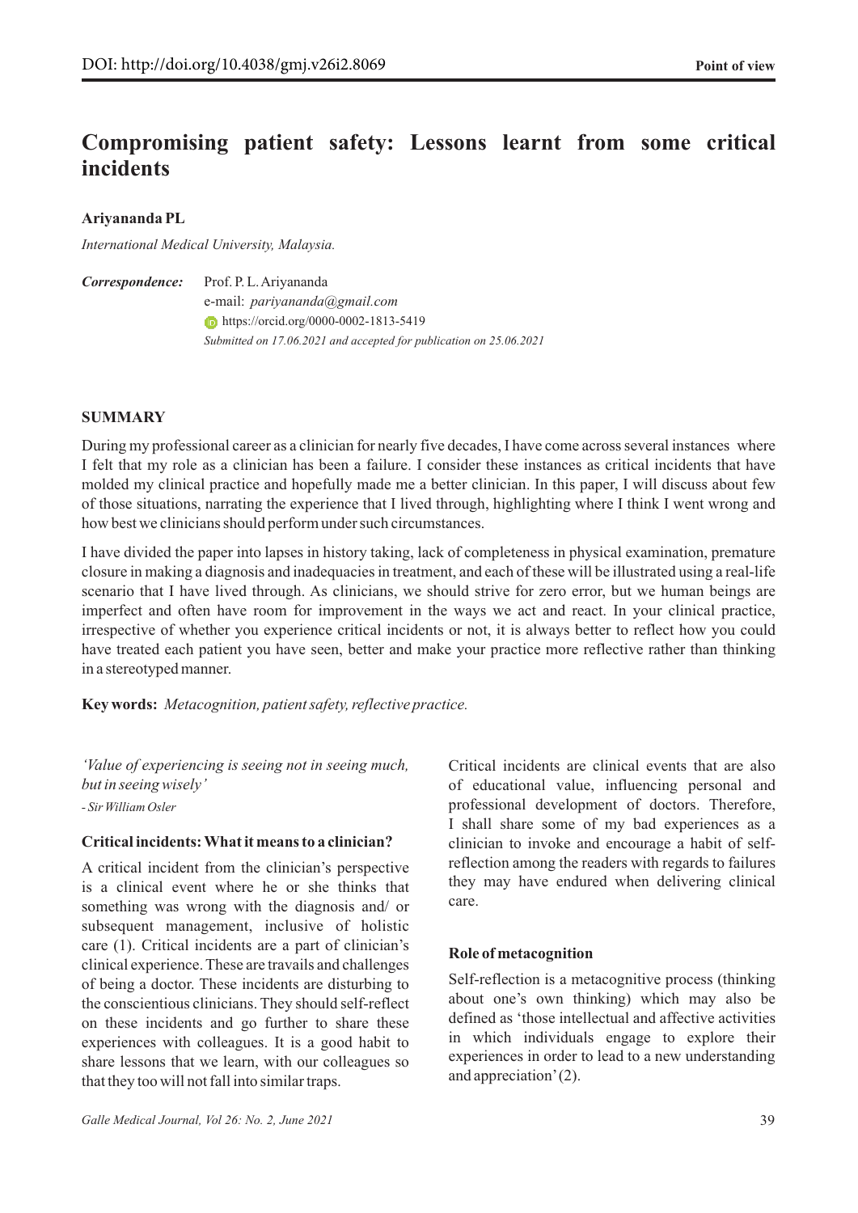# Compromising patient safety: Lessons learnt from some critical incidents

**Ariyananda PL**

*International Medical University, Malaysia.*

***Correspondence:*** Prof. P. L. Ariyananda
e-mail: *pariyananda@gmail.com*
https://orcid.org/0000-0002-1813-5419
*Submitted on 17.06.2021 and accepted for publication on 25.06.2021*

## SUMMARY

During my professional career as a clinician for nearly five decades, I have come across several instances where I felt that my role as a clinician has been a failure. I consider these instances as critical incidents that have molded my clinical practice and hopefully made me a better clinician. In this paper, I will discuss about few of those situations, narrating the experience that I lived through, highlighting where I think I went wrong and how best we clinicians should perform under such circumstances.

I have divided the paper into lapses in history taking, lack of completeness in physical examination, premature closure in making a diagnosis and inadequacies in treatment, and each of these will be illustrated using a real-life scenario that I have lived through. As clinicians, we should strive for zero error, but we human beings are imperfect and often have room for improvement in the ways we act and react. In your clinical practice, irrespective of whether you experience critical incidents or not, it is always better to reflect how you could have treated each patient you have seen, better and make your practice more reflective rather than thinking in a stereotyped manner.

**Key words:** *Metacognition, patient safety, reflective practice.*

*'Value of experiencing is seeing not in seeing much, but in seeing wisely'*
*- Sir William Osler*

### Critical incidents: What it means to a clinician?

A critical incident from the clinician's perspective is a clinical event where he or she thinks that something was wrong with the diagnosis and/ or subsequent management, inclusive of holistic care (1). Critical incidents are a part of clinician's clinical experience. These are travails and challenges of being a doctor. These incidents are disturbing to the conscientious clinicians. They should self-reflect on these incidents and go further to share these experiences with colleagues. It is a good habit to share lessons that we learn, with our colleagues so that they too will not fall into similar traps.

Critical incidents are clinical events that are also of educational value, influencing personal and professional development of doctors. Therefore, I shall share some of my bad experiences as a clinician to invoke and encourage a habit of self-reflection among the readers with regards to failures they may have endured when delivering clinical care.

### Role of metacognition

Self-reflection is a metacognitive process (thinking about one's own thinking) which may also be defined as 'those intellectual and affective activities in which individuals engage to explore their experiences in order to lead to a new understanding and appreciation' (2).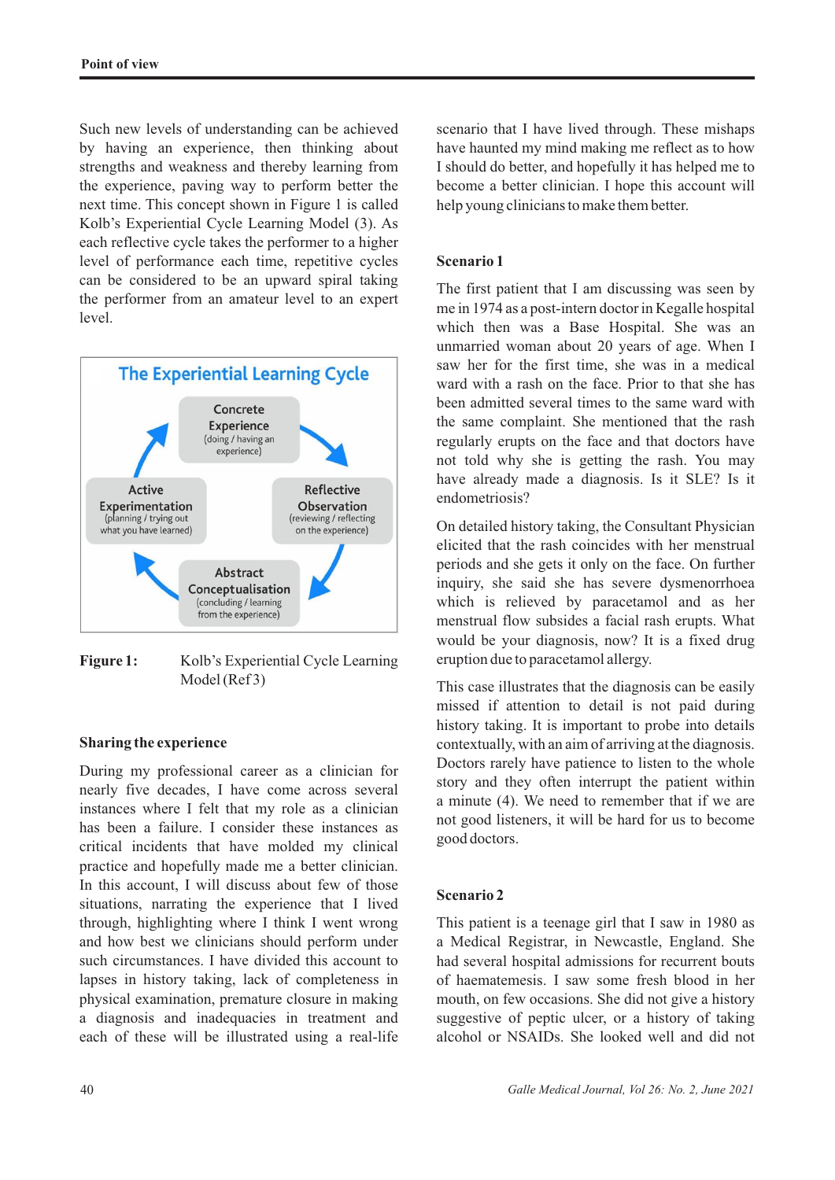Such new levels of understanding can be achieved by having an experience, then thinking about strengths and weakness and thereby learning from the experience, paving way to perform better the next time. This concept shown in Figure 1 is called Kolb's Experiential Cycle Learning Model (3). As each reflective cycle takes the performer to a higher level of performance each time, repetitive cycles can be considered to be an upward spiral taking the performer from an amateur level to an expert level.

**The Experiential Learning Cycle**

- Concrete Experience (doing / having an experience)
- Reflective Observation (reviewing / reflecting on the experience)
- Abstract Conceptualisation (concluding / learning from the experience)
- Active Experimentation (planning / trying out what you have learned)

**Figure 1:** Kolb's Experiential Cycle Learning Model (Ref 3)

### Sharing the experience

During my professional career as a clinician for nearly five decades, I have come across several instances where I felt that my role as a clinician has been a failure. I consider these instances as critical incidents that have molded my clinical practice and hopefully made me a better clinician. In this account, I will discuss about few of those situations, narrating the experience that I lived through, highlighting where I think I went wrong and how best we clinicians should perform under such circumstances. I have divided this account to lapses in history taking, lack of completeness in physical examination, premature closure in making a diagnosis and inadequacies in treatment and each of these will be illustrated using a real-life scenario that I have lived through. These mishaps have haunted my mind making me reflect as to how I should do better, and hopefully it has helped me to become a better clinician. I hope this account will help young clinicians to make them better.

### Scenario 1

The first patient that I am discussing was seen by me in 1974 as a post-intern doctor in Kegalle hospital which then was a Base Hospital. She was an unmarried woman about 20 years of age. When I saw her for the first time, she was in a medical ward with a rash on the face. Prior to that she has been admitted several times to the same ward with the same complaint. She mentioned that the rash regularly erupts on the face and that doctors have not told why she is getting the rash. You may have already made a diagnosis. Is it SLE? Is it endometriosis?

On detailed history taking, the Consultant Physician elicited that the rash coincides with her menstrual periods and she gets it only on the face. On further inquiry, she said she has severe dysmenorrhoea which is relieved by paracetamol and as her menstrual flow subsides a facial rash erupts. What would be your diagnosis, now? It is a fixed drug eruption due to paracetamol allergy.

This case illustrates that the diagnosis can be easily missed if attention to detail is not paid during history taking. It is important to probe into details contextually, with an aim of arriving at the diagnosis. Doctors rarely have patience to listen to the whole story and they often interrupt the patient within a minute (4). We need to remember that if we are not good listeners, it will be hard for us to become good doctors.

### Scenario 2

This patient is a teenage girl that I saw in 1980 as a Medical Registrar, in Newcastle, England. She had several hospital admissions for recurrent bouts of haematemesis. I saw some fresh blood in her mouth, on few occasions. She did not give a history suggestive of peptic ulcer, or a history of taking alcohol or NSAIDs. She looked well and did not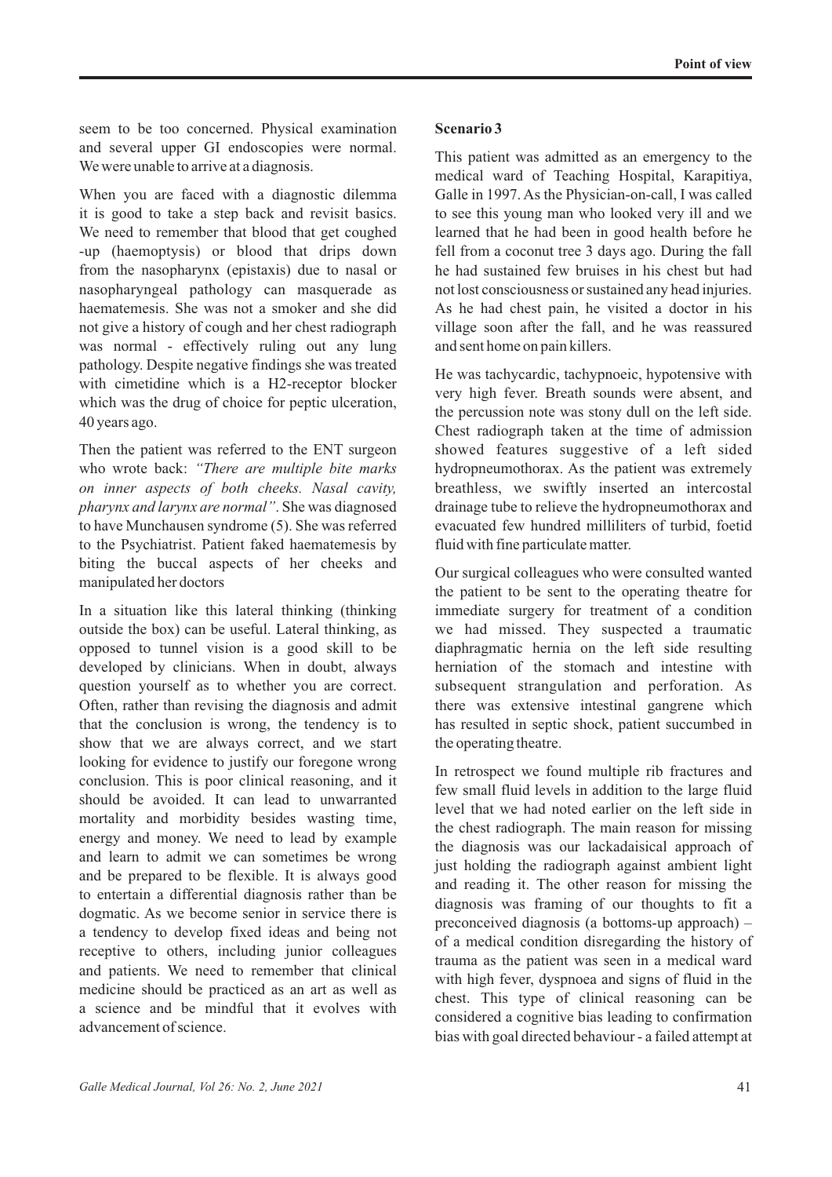seem to be too concerned. Physical examination and several upper GI endoscopies were normal. We were unable to arrive at a diagnosis.

When you are faced with a diagnostic dilemma it is good to take a step back and revisit basics. We need to remember that blood that get coughed -up (haemoptysis) or blood that drips down from the nasopharynx (epistaxis) due to nasal or nasopharyngeal pathology can masquerade as haematemesis. She was not a smoker and she did not give a history of cough and her chest radiograph was normal - effectively ruling out any lung pathology. Despite negative findings she was treated with cimetidine which is a H2-receptor blocker which was the drug of choice for peptic ulceration, 40 years ago.

Then the patient was referred to the ENT surgeon who wrote back: *"There are multiple bite marks on inner aspects of both cheeks. Nasal cavity, pharynx and larynx are normal"*. She was diagnosed to have Munchausen syndrome (5). She was referred to the Psychiatrist. Patient faked haematemesis by biting the buccal aspects of her cheeks and manipulated her doctors

In a situation like this lateral thinking (thinking outside the box) can be useful. Lateral thinking, as opposed to tunnel vision is a good skill to be developed by clinicians. When in doubt, always question yourself as to whether you are correct. Often, rather than revising the diagnosis and admit that the conclusion is wrong, the tendency is to show that we are always correct, and we start looking for evidence to justify our foregone wrong conclusion. This is poor clinical reasoning, and it should be avoided. It can lead to unwarranted mortality and morbidity besides wasting time, energy and money. We need to lead by example and learn to admit we can sometimes be wrong and be prepared to be flexible. It is always good to entertain a differential diagnosis rather than be dogmatic. As we become senior in service there is a tendency to develop fixed ideas and being not receptive to others, including junior colleagues and patients. We need to remember that clinical medicine should be practiced as an art as well as a science and be mindful that it evolves with advancement of science.

**Scenario 3**

This patient was admitted as an emergency to the medical ward of Teaching Hospital, Karapitiya, Galle in 1997. As the Physician-on-call, I was called to see this young man who looked very ill and we learned that he had been in good health before he fell from a coconut tree 3 days ago. During the fall he had sustained few bruises in his chest but had not lost consciousness or sustained any head injuries. As he had chest pain, he visited a doctor in his village soon after the fall, and he was reassured and sent home on pain killers.

He was tachycardic, tachypnoeic, hypotensive with very high fever. Breath sounds were absent, and the percussion note was stony dull on the left side. Chest radiograph taken at the time of admission showed features suggestive of a left sided hydropneumothorax. As the patient was extremely breathless, we swiftly inserted an intercostal drainage tube to relieve the hydropneumothorax and evacuated few hundred milliliters of turbid, foetid fluid with fine particulate matter.

Our surgical colleagues who were consulted wanted the patient to be sent to the operating theatre for immediate surgery for treatment of a condition we had missed. They suspected a traumatic diaphragmatic hernia on the left side resulting herniation of the stomach and intestine with subsequent strangulation and perforation. As there was extensive intestinal gangrene which has resulted in septic shock, patient succumbed in the operating theatre.

In retrospect we found multiple rib fractures and few small fluid levels in addition to the large fluid level that we had noted earlier on the left side in the chest radiograph. The main reason for missing the diagnosis was our lackadaisical approach of just holding the radiograph against ambient light and reading it. The other reason for missing the diagnosis was framing of our thoughts to fit a preconceived diagnosis (a bottoms-up approach) – of a medical condition disregarding the history of trauma as the patient was seen in a medical ward with high fever, dyspnoea and signs of fluid in the chest. This type of clinical reasoning can be considered a cognitive bias leading to confirmation bias with goal directed behaviour - a failed attempt at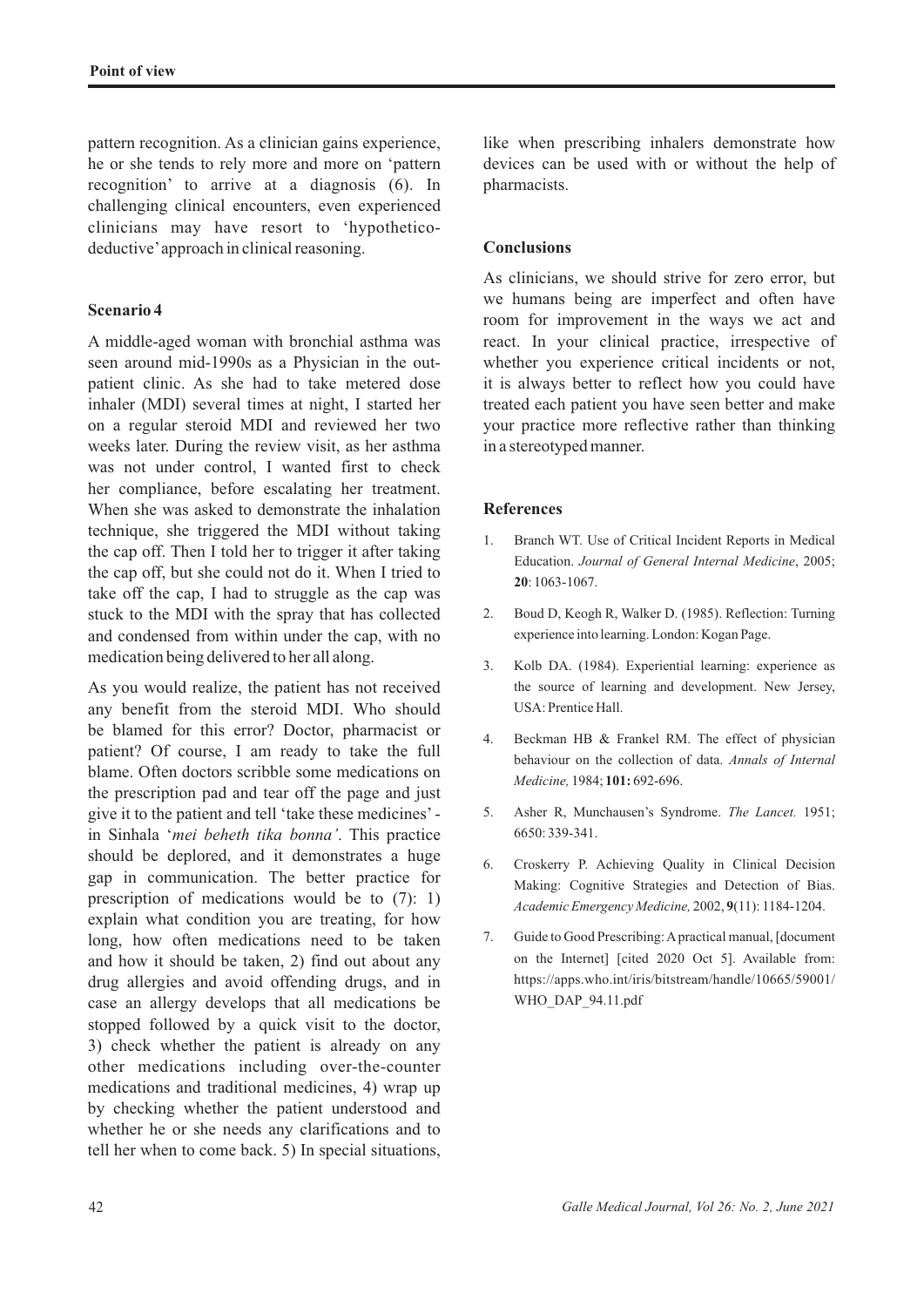pattern recognition. As a clinician gains experience, he or she tends to rely more and more on 'pattern recognition' to arrive at a diagnosis (6). In challenging clinical encounters, even experienced clinicians may have resort to 'hypothetico-deductive' approach in clinical reasoning.

### Scenario 4

A middle-aged woman with bronchial asthma was seen around mid-1990s as a Physician in the out-patient clinic. As she had to take metered dose inhaler (MDI) several times at night, I started her on a regular steroid MDI and reviewed her two weeks later. During the review visit, as her asthma was not under control, I wanted first to check her compliance, before escalating her treatment. When she was asked to demonstrate the inhalation technique, she triggered the MDI without taking the cap off. Then I told her to trigger it after taking the cap off, but she could not do it. When I tried to take off the cap, I had to struggle as the cap was stuck to the MDI with the spray that has collected and condensed from within under the cap, with no medication being delivered to her all along.

As you would realize, the patient has not received any benefit from the steroid MDI. Who should be blamed for this error? Doctor, pharmacist or patient? Of course, I am ready to take the full blame. Often doctors scribble some medications on the prescription pad and tear off the page and just give it to the patient and tell 'take these medicines' - in Sinhala '*mei beheth tika bonna'*. This practice should be deplored, and it demonstrates a huge gap in communication. The better practice for prescription of medications would be to (7): 1) explain what condition you are treating, for how long, how often medications need to be taken and how it should be taken, 2) find out about any drug allergies and avoid offending drugs, and in case an allergy develops that all medications be stopped followed by a quick visit to the doctor, 3) check whether the patient is already on any other medications including over-the-counter medications and traditional medicines, 4) wrap up by checking whether the patient understood and whether he or she needs any clarifications and to tell her when to come back. 5) In special situations, like when prescribing inhalers demonstrate how devices can be used with or without the help of pharmacists.

### Conclusions

As clinicians, we should strive for zero error, but we humans being are imperfect and often have room for improvement in the ways we act and react. In your clinical practice, irrespective of whether you experience critical incidents or not, it is always better to reflect how you could have treated each patient you have seen better and make your practice more reflective rather than thinking in a stereotyped manner.

### References

1. Branch WT. Use of Critical Incident Reports in Medical Education. *Journal of General Internal Medicine*, 2005; **20**: 1063-1067.
2. Boud D, Keogh R, Walker D. (1985). Reflection: Turning experience into learning. London: Kogan Page.
3. Kolb DA. (1984). Experiential learning: experience as the source of learning and development. New Jersey, USA: Prentice Hall.
4. Beckman HB & Frankel RM. The effect of physician behaviour on the collection of data. *Annals of Internal Medicine,* 1984; **101:** 692-696.
5. Asher R, Munchausen's Syndrome. *The Lancet.* 1951; 6650: 339-341.
6. Croskerry P. Achieving Quality in Clinical Decision Making: Cognitive Strategies and Detection of Bias. *Academic Emergency Medicine,* 2002, **9**(11): 1184-1204.
7. Guide to Good Prescribing: A practical manual, [document on the Internet] [cited 2020 Oct 5]. Available from: https://apps.who.int/iris/bitstream/handle/10665/59001/WHO_DAP_94.11.pdf